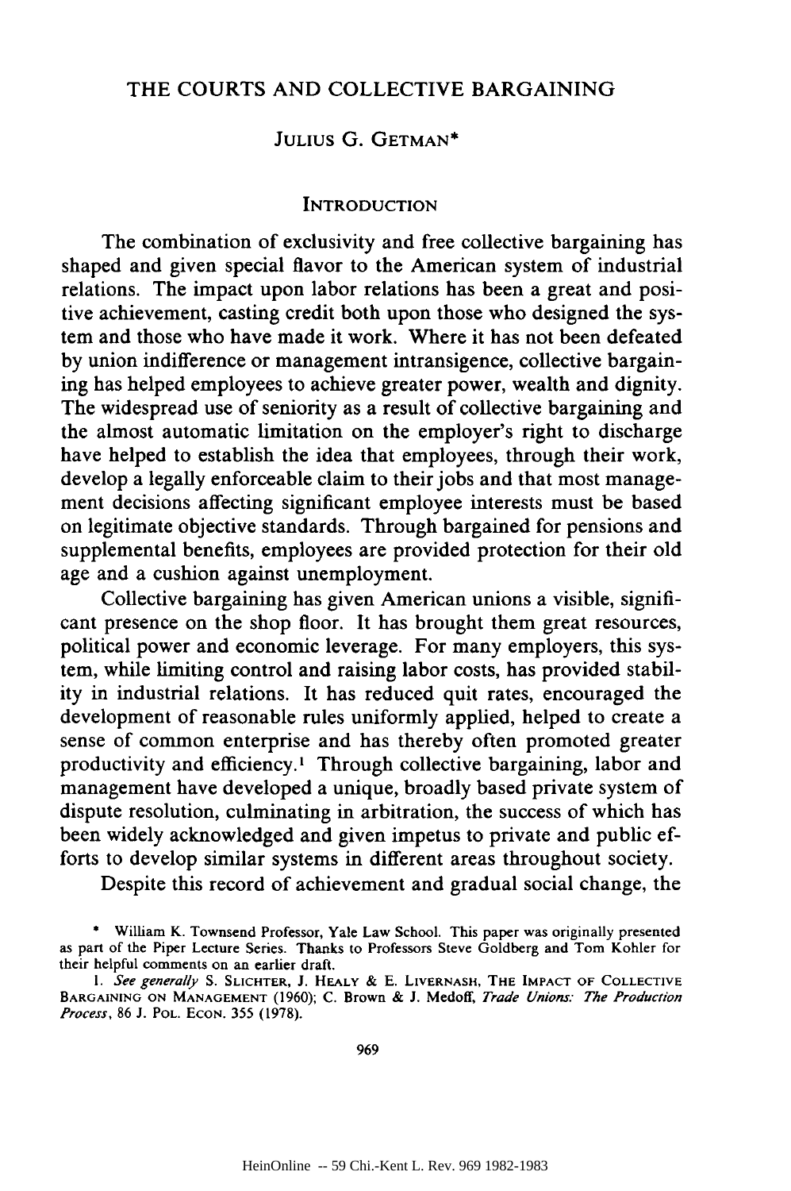# THE COURTS AND COLLECTIVE BARGAINING

JULIUS G. GETMAN*

## INTRODUCTION

The combination of exclusivity and free collective bargaining has shaped and given special flavor to the American system of industrial relations. The impact upon labor relations has been a great and positive achievement, casting credit both upon those who designed the system and those who have made it work. Where it has not been defeated by union indifference or management intransigence, collective bargaining has helped employees to achieve greater power, wealth and dignity. The widespread use of seniority as a result of collective bargaining and the almost automatic limitation on the employer's right to discharge have helped to establish the idea that employees, through their work, develop a legally enforceable claim to their jobs and that most management decisions affecting significant employee interests must be based on legitimate objective standards. Through bargained for pensions and supplemental benefits, employees are provided protection for their old age and a cushion against unemployment.

Collective bargaining has given American unions a visible, significant presence on the shop floor. It has brought them great resources, political power and economic leverage. For many employers, this system, while limiting control and raising labor costs, has provided stability in industrial relations. It has reduced quit rates, encouraged the development of reasonable rules uniformly applied, helped to create a sense of common enterprise and has thereby often promoted greater productivity and efficiency.[1] Through collective bargaining, labor and management have developed a unique, broadly based private system of dispute resolution, culminating in arbitration, the success of which has been widely acknowledged and given impetus to private and public efforts to develop similar systems in different areas throughout society.

Despite this record of achievement and gradual social change, the

---

\* William K. Townsend Professor, Yale Law School. This paper was originally presented as part of the Piper Lecture Series. Thanks to Professors Steve Goldberg and Tom Kohler for their helpful comments on an earlier draft.

1. *See generally* S. SLICHTER, J. HEALY & E. LIVERNASH, THE IMPACT OF COLLECTIVE BARGAINING ON MANAGEMENT (1960); C. Brown & J. Medoff, *Trade Unions: The Production Process*, 86 J. POL. ECON. 355 (1978).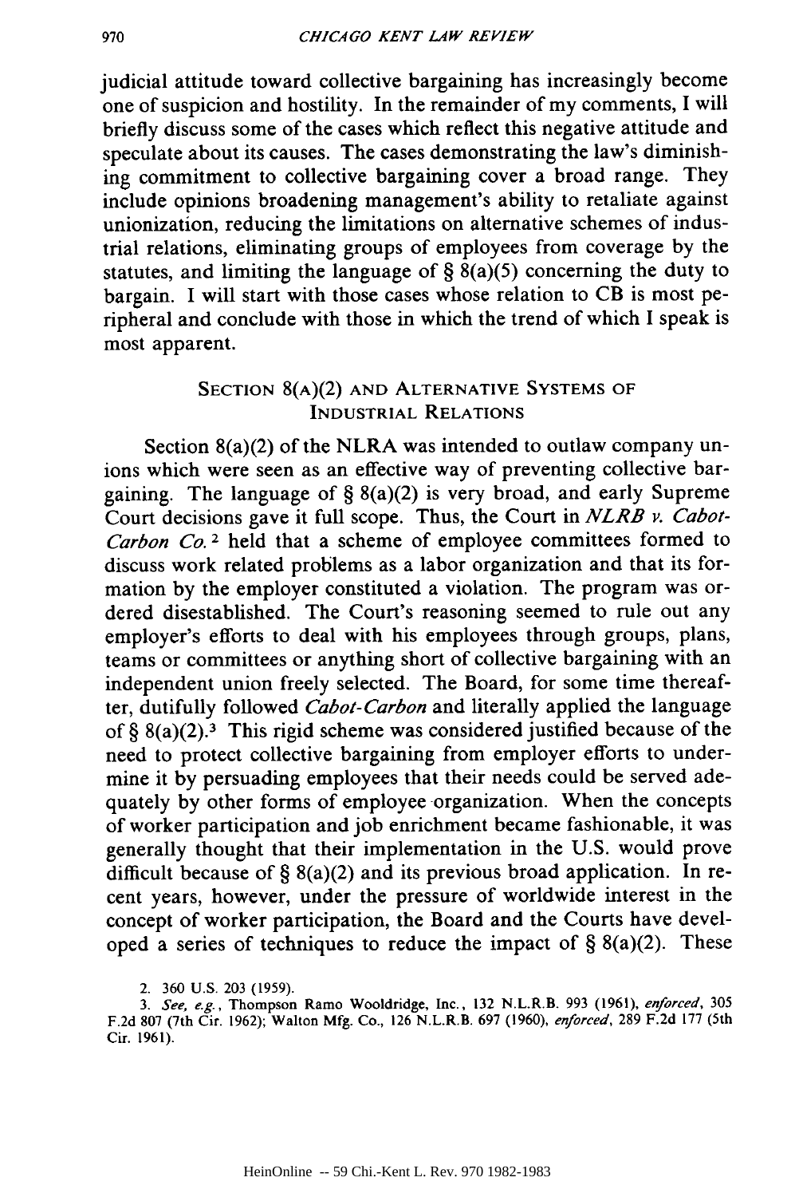judicial attitude toward collective bargaining has increasingly become one of suspicion and hostility. In the remainder of my comments, I will briefly discuss some of the cases which reflect this negative attitude and speculate about its causes. The cases demonstrating the law's diminishing commitment to collective bargaining cover a broad range. They include opinions broadening management's ability to retaliate against unionization, reducing the limitations on alternative schemes of industrial relations, eliminating groups of employees from coverage by the statutes, and limiting the language of § 8(a)(5) concerning the duty to bargain. I will start with those cases whose relation to CB is most peripheral and conclude with those in which the trend of which I speak is most apparent.

## SECTION 8(A)(2) AND ALTERNATIVE SYSTEMS OF INDUSTRIAL RELATIONS

Section 8(a)(2) of the NLRA was intended to outlaw company unions which were seen as an effective way of preventing collective bargaining. The language of § 8(a)(2) is very broad, and early Supreme Court decisions gave it full scope. Thus, the Court in *NLRB v. Cabot-Carbon Co.*[2] held that a scheme of employee committees formed to discuss work related problems as a labor organization and that its formation by the employer constituted a violation. The program was ordered disestablished. The Court's reasoning seemed to rule out any employer's efforts to deal with his employees through groups, plans, teams or committees or anything short of collective bargaining with an independent union freely selected. The Board, for some time thereafter, dutifully followed *Cabot-Carbon* and literally applied the language of § 8(a)(2).[3] This rigid scheme was considered justified because of the need to protect collective bargaining from employer efforts to undermine it by persuading employees that their needs could be served adequately by other forms of employee organization. When the concepts of worker participation and job enrichment became fashionable, it was generally thought that their implementation in the U.S. would prove difficult because of § 8(a)(2) and its previous broad application. In recent years, however, under the pressure of worldwide interest in the concept of worker participation, the Board and the Courts have developed a series of techniques to reduce the impact of § 8(a)(2). These

2. 360 U.S. 203 (1959).

3. *See, e.g.*, Thompson Ramo Wooldridge, Inc., 132 N.L.R.B. 993 (1961), *enforced*, 305 F.2d 807 (7th Cir. 1962); Walton Mfg. Co., 126 N.L.R.B. 697 (1960), *enforced*, 289 F.2d 177 (5th Cir. 1961).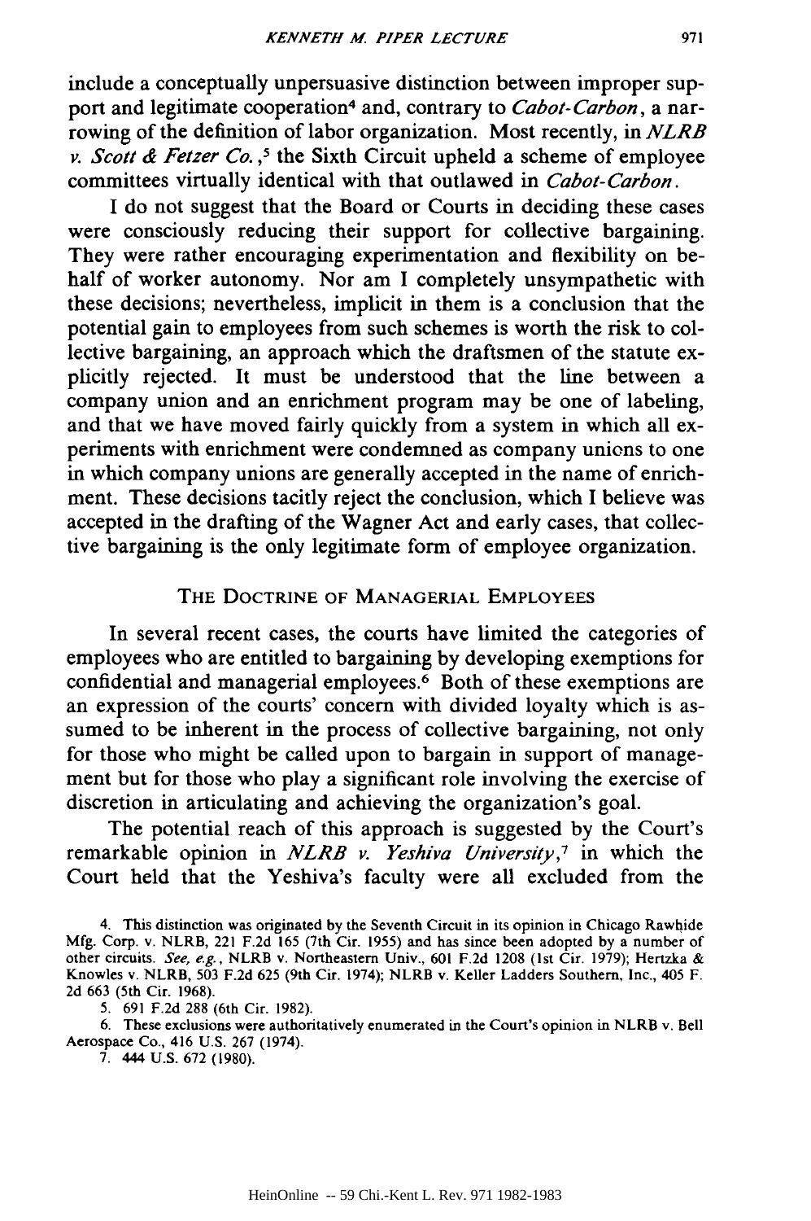include a conceptually unpersuasive distinction between improper support and legitimate cooperation[4] and, contrary to *Cabot-Carbon*, a narrowing of the definition of labor organization. Most recently, in *NLRB v. Scott & Fetzer Co.*,[5] the Sixth Circuit upheld a scheme of employee committees virtually identical with that outlawed in *Cabot-Carbon*.

I do not suggest that the Board or Courts in deciding these cases were consciously reducing their support for collective bargaining. They were rather encouraging experimentation and flexibility on behalf of worker autonomy. Nor am I completely unsympathetic with these decisions; nevertheless, implicit in them is a conclusion that the potential gain to employees from such schemes is worth the risk to collective bargaining, an approach which the draftsmen of the statute explicitly rejected. It must be understood that the line between a company union and an enrichment program may be one of labeling, and that we have moved fairly quickly from a system in which all experiments with enrichment were condemned as company unions to one in which company unions are generally accepted in the name of enrichment. These decisions tacitly reject the conclusion, which I believe was accepted in the drafting of the Wagner Act and early cases, that collective bargaining is the only legitimate form of employee organization.

## The Doctrine of Managerial Employees

In several recent cases, the courts have limited the categories of employees who are entitled to bargaining by developing exemptions for confidential and managerial employees.[6] Both of these exemptions are an expression of the courts' concern with divided loyalty which is assumed to be inherent in the process of collective bargaining, not only for those who might be called upon to bargain in support of management but for those who play a significant role involving the exercise of discretion in articulating and achieving the organization's goal.

The potential reach of this approach is suggested by the Court's remarkable opinion in *NLRB v. Yeshiva University*,[7] in which the Court held that the Yeshiva's faculty were all excluded from the

4. This distinction was originated by the Seventh Circuit in its opinion in Chicago Rawhide Mfg. Corp. v. NLRB, 221 F.2d 165 (7th Cir. 1955) and has since been adopted by a number of other circuits. *See, e.g.*, NLRB v. Northeastern Univ., 601 F.2d 1208 (1st Cir. 1979); Hertzka & Knowles v. NLRB, 503 F.2d 625 (9th Cir. 1974); NLRB v. Keller Ladders Southern, Inc., 405 F. 2d 663 (5th Cir. 1968).

5. 691 F.2d 288 (6th Cir. 1982).

6. These exclusions were authoritatively enumerated in the Court's opinion in NLRB v. Bell Aerospace Co., 416 U.S. 267 (1974).

7. 444 U.S. 672 (1980).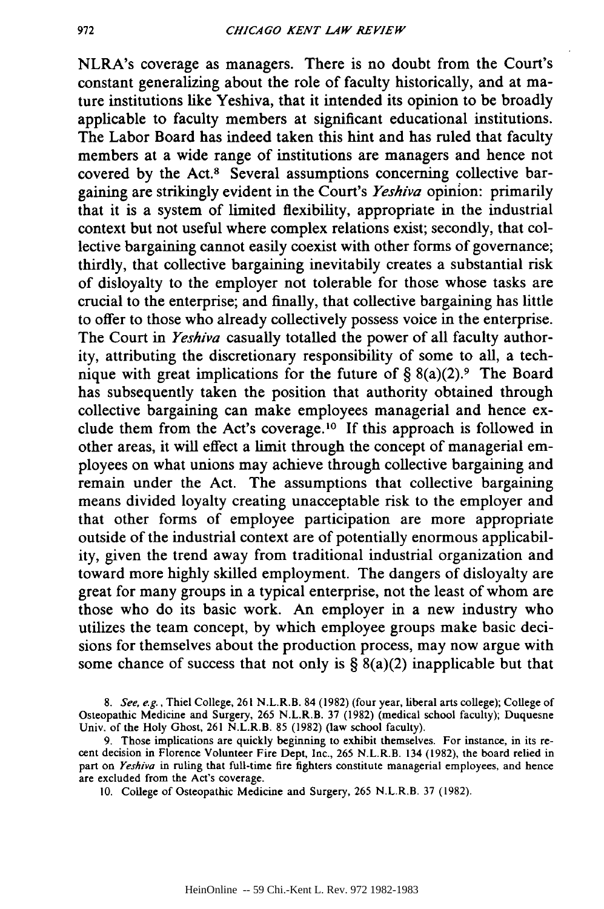NLRA's coverage as managers. There is no doubt from the Court's constant generalizing about the role of faculty historically, and at mature institutions like Yeshiva, that it intended its opinion to be broadly applicable to faculty members at significant educational institutions. The Labor Board has indeed taken this hint and has ruled that faculty members at a wide range of institutions are managers and hence not covered by the Act.[8] Several assumptions concerning collective bargaining are strikingly evident in the Court's *Yeshiva* opinion: primarily that it is a system of limited flexibility, appropriate in the industrial context but not useful where complex relations exist; secondly, that collective bargaining cannot easily coexist with other forms of governance; thirdly, that collective bargaining inevitabily creates a substantial risk of disloyalty to the employer not tolerable for those whose tasks are crucial to the enterprise; and finally, that collective bargaining has little to offer to those who already collectively possess voice in the enterprise. The Court in *Yeshiva* casually totalled the power of all faculty authority, attributing the discretionary responsibility of some to all, a technique with great implications for the future of § 8(a)(2).[9] The Board has subsequently taken the position that authority obtained through collective bargaining can make employees managerial and hence exclude them from the Act's coverage.[10] If this approach is followed in other areas, it will effect a limit through the concept of managerial employees on what unions may achieve through collective bargaining and remain under the Act. The assumptions that collective bargaining means divided loyalty creating unacceptable risk to the employer and that other forms of employee participation are more appropriate outside of the industrial context are of potentially enormous applicability, given the trend away from traditional industrial organization and toward more highly skilled employment. The dangers of disloyalty are great for many groups in a typical enterprise, not the least of whom are those who do its basic work. An employer in a new industry who utilizes the team concept, by which employee groups make basic decisions for themselves about the production process, may now argue with some chance of success that not only is § 8(a)(2) inapplicable but that

8. *See, e.g.*, Thiel College, 261 N.L.R.B. 84 (1982) (four year, liberal arts college); College of Osteopathic Medicine and Surgery, 265 N.L.R.B. 37 (1982) (medical school faculty); Duquesne Univ. of the Holy Ghost, 261 N.L.R.B. 85 (1982) (law school faculty).

9. Those implications are quickly beginning to exhibit themselves. For instance, in its recent decision in Florence Volunteer Fire Dept, Inc., 265 N.L.R.B. 134 (1982), the board relied in part on *Yeshiva* in ruling that full-time fire fighters constitute managerial employees, and hence are excluded from the Act's coverage.

10. College of Osteopathic Medicine and Surgery, 265 N.L.R.B. 37 (1982).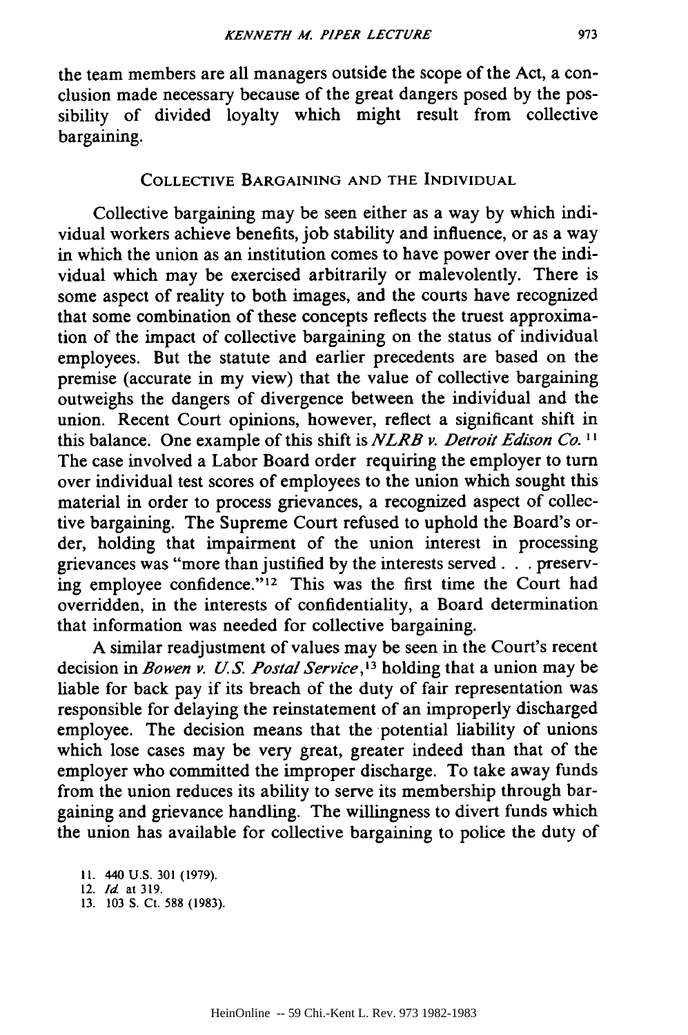the team members are all managers outside the scope of the Act, a conclusion made necessary because of the great dangers posed by the possibility of divided loyalty which might result from collective bargaining.

## COLLECTIVE BARGAINING AND THE INDIVIDUAL

Collective bargaining may be seen either as a way by which individual workers achieve benefits, job stability and influence, or as a way in which the union as an institution comes to have power over the individual which may be exercised arbitrarily or malevolently. There is some aspect of reality to both images, and the courts have recognized that some combination of these concepts reflects the truest approximation of the impact of collective bargaining on the status of individual employees. But the statute and earlier precedents are based on the premise (accurate in my view) that the value of collective bargaining outweighs the dangers of divergence between the individual and the union. Recent Court opinions, however, reflect a significant shift in this balance. One example of this shift is *NLRB v. Detroit Edison Co.*[11] The case involved a Labor Board order requiring the employer to turn over individual test scores of employees to the union which sought this material in order to process grievances, a recognized aspect of collective bargaining. The Supreme Court refused to uphold the Board's order, holding that impairment of the union interest in processing grievances was "more than justified by the interests served . . . preserving employee confidence."[12] This was the first time the Court had overridden, in the interests of confidentiality, a Board determination that information was needed for collective bargaining.

A similar readjustment of values may be seen in the Court's recent decision in *Bowen v. U.S. Postal Service*,[13] holding that a union may be liable for back pay if its breach of the duty of fair representation was responsible for delaying the reinstatement of an improperly discharged employee. The decision means that the potential liability of unions which lose cases may be very great, greater indeed than that of the employer who committed the improper discharge. To take away funds from the union reduces its ability to serve its membership through bargaining and grievance handling. The willingness to divert funds which the union has available for collective bargaining to police the duty of

11. 440 U.S. 301 (1979).
12. *Id.* at 319.
13. 103 S. Ct. 588 (1983).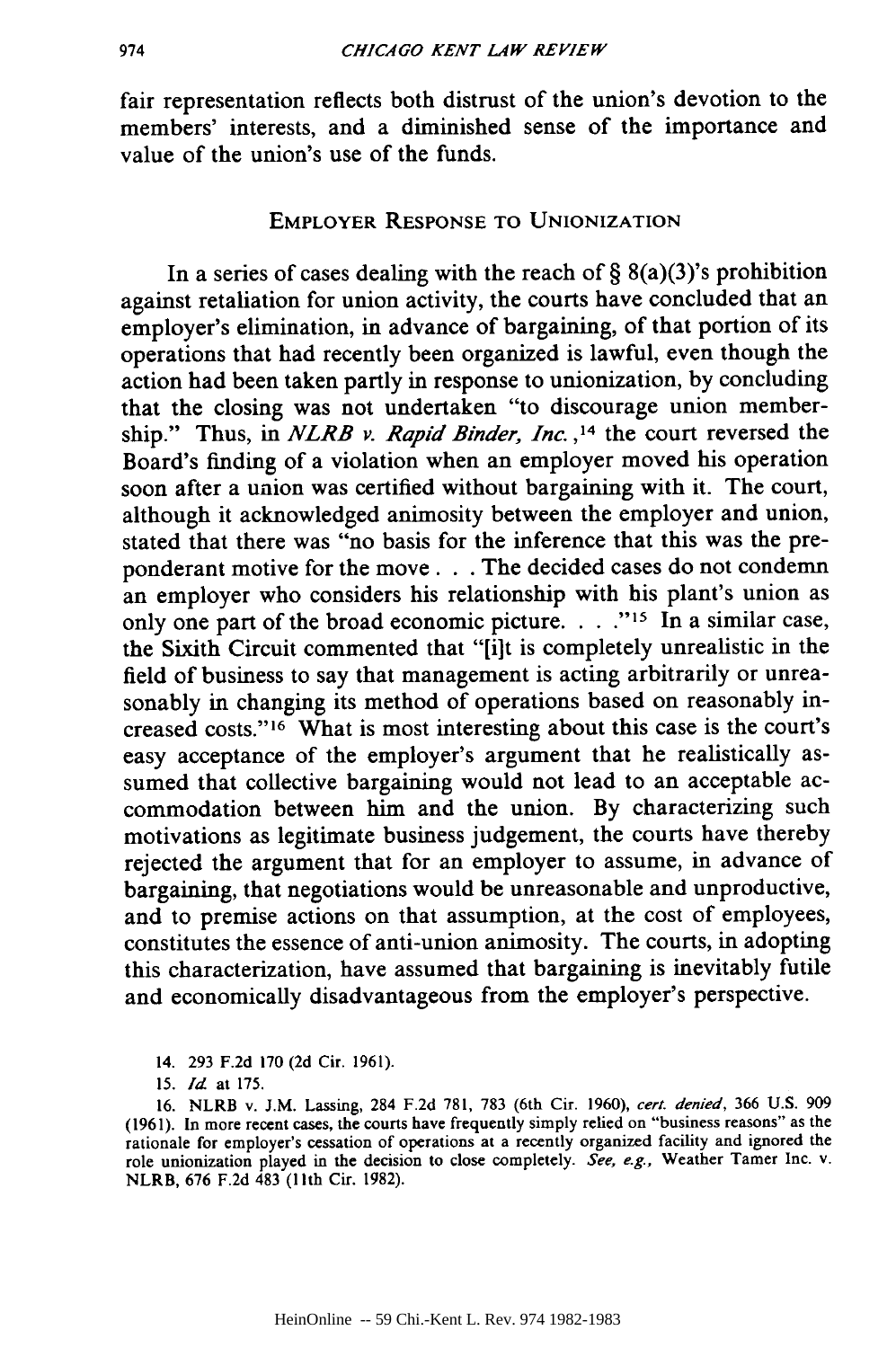fair representation reflects both distrust of the union's devotion to the members' interests, and a diminished sense of the importance and value of the union's use of the funds.

## EMPLOYER RESPONSE TO UNIONIZATION

In a series of cases dealing with the reach of § 8(a)(3)'s prohibition against retaliation for union activity, the courts have concluded that an employer's elimination, in advance of bargaining, of that portion of its operations that had recently been organized is lawful, even though the action had been taken partly in response to unionization, by concluding that the closing was not undertaken "to discourage union membership." Thus, in *NLRB v. Rapid Binder, Inc.*,[14] the court reversed the Board's finding of a violation when an employer moved his operation soon after a union was certified without bargaining with it. The court, although it acknowledged animosity between the employer and union, stated that there was "no basis for the inference that this was the preponderant motive for the move . . . The decided cases do not condemn an employer who considers his relationship with his plant's union as only one part of the broad economic picture. . . ."[15] In a similar case, the Sixth Circuit commented that "[i]t is completely unrealistic in the field of business to say that management is acting arbitrarily or unreasonably in changing its method of operations based on reasonably increased costs."[16] What is most interesting about this case is the court's easy acceptance of the employer's argument that he realistically assumed that collective bargaining would not lead to an acceptable accommodation between him and the union. By characterizing such motivations as legitimate business judgement, the courts have thereby rejected the argument that for an employer to assume, in advance of bargaining, that negotiations would be unreasonable and unproductive, and to premise actions on that assumption, at the cost of employees, constitutes the essence of anti-union animosity. The courts, in adopting this characterization, have assumed that bargaining is inevitably futile and economically disadvantageous from the employer's perspective.

14. 293 F.2d 170 (2d Cir. 1961).

15. *Id.* at 175.

16. NLRB v. J.M. Lassing, 284 F.2d 781, 783 (6th Cir. 1960), *cert. denied*, 366 U.S. 909 (1961). In more recent cases, the courts have frequently simply relied on "business reasons" as the rationale for employer's cessation of operations at a recently organized facility and ignored the role unionization played in the decision to close completely. *See, e.g.,* Weather Tamer Inc. v. NLRB, 676 F.2d 483 (11th Cir. 1982).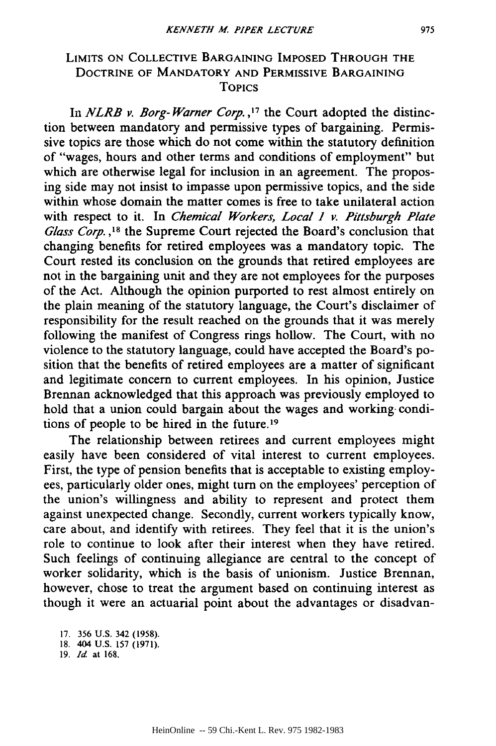## Limits on Collective Bargaining Imposed Through the Doctrine of Mandatory and Permissive Bargaining Topics

In *NLRB v. Borg-Warner Corp.*,[17] the Court adopted the distinction between mandatory and permissive types of bargaining. Permissive topics are those which do not come within the statutory definition of "wages, hours and other terms and conditions of employment" but which are otherwise legal for inclusion in an agreement. The proposing side may not insist to impasse upon permissive topics, and the side within whose domain the matter comes is free to take unilateral action with respect to it. In *Chemical Workers, Local 1 v. Pittsburgh Plate Glass Corp.*,[18] the Supreme Court rejected the Board's conclusion that changing benefits for retired employees was a mandatory topic. The Court rested its conclusion on the grounds that retired employees are not in the bargaining unit and they are not employees for the purposes of the Act. Although the opinion purported to rest almost entirely on the plain meaning of the statutory language, the Court's disclaimer of responsibility for the result reached on the grounds that it was merely following the manifest of Congress rings hollow. The Court, with no violence to the statutory language, could have accepted the Board's position that the benefits of retired employees are a matter of significant and legitimate concern to current employees. In his opinion, Justice Brennan acknowledged that this approach was previously employed to hold that a union could bargain about the wages and working conditions of people to be hired in the future.[19]

The relationship between retirees and current employees might easily have been considered of vital interest to current employees. First, the type of pension benefits that is acceptable to existing employees, particularly older ones, might turn on the employees' perception of the union's willingness and ability to represent and protect them against unexpected change. Secondly, current workers typically know, care about, and identify with retirees. They feel that it is the union's role to continue to look after their interest when they have retired. Such feelings of continuing allegiance are central to the concept of worker solidarity, which is the basis of unionism. Justice Brennan, however, chose to treat the argument based on continuing interest as though it were an actuarial point about the advantages or disadvan-

17. 356 U.S. 342 (1958).
18. 404 U.S. 157 (1971).
19. *Id.* at 168.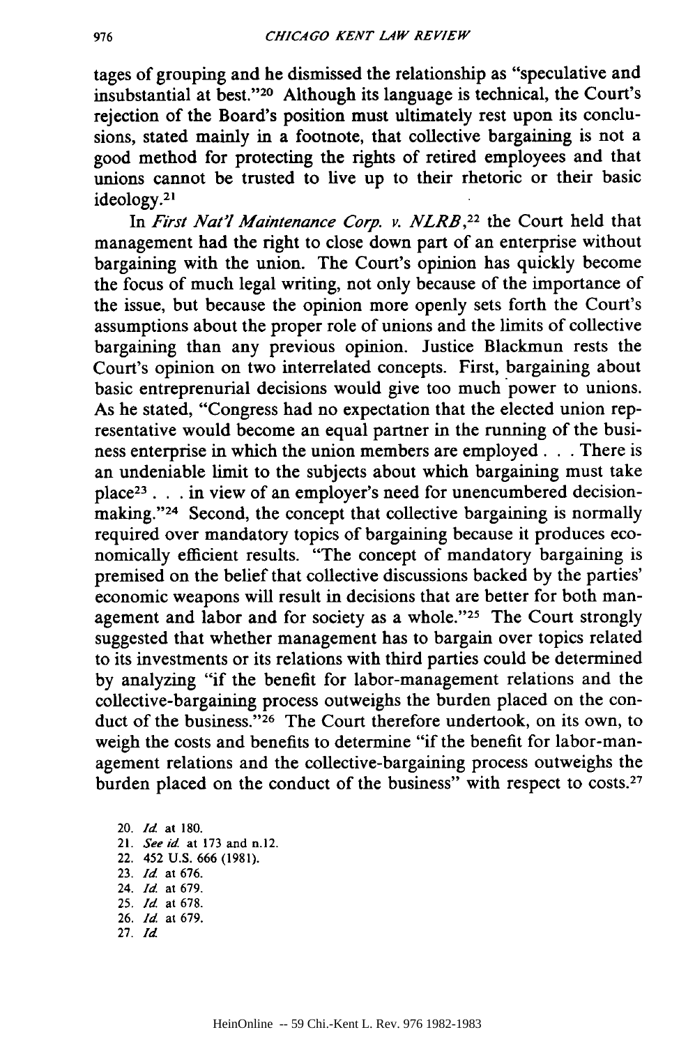tages of grouping and he dismissed the relationship as "speculative and insubstantial at best."[20] Although its language is technical, the Court's rejection of the Board's position must ultimately rest upon its conclusions, stated mainly in a footnote, that collective bargaining is not a good method for protecting the rights of retired employees and that unions cannot be trusted to live up to their rhetoric or their basic ideology.[21]

In *First Nat'l Maintenance Corp. v. NLRB*,[22] the Court held that management had the right to close down part of an enterprise without bargaining with the union. The Court's opinion has quickly become the focus of much legal writing, not only because of the importance of the issue, but because the opinion more openly sets forth the Court's assumptions about the proper role of unions and the limits of collective bargaining than any previous opinion. Justice Blackmun rests the Court's opinion on two interrelated concepts. First, bargaining about basic entreprenurial decisions would give too much power to unions. As he stated, "Congress had no expectation that the elected union representative would become an equal partner in the running of the business enterprise in which the union members are employed . . . There is an undeniable limit to the subjects about which bargaining must take place[23] . . . in view of an employer's need for unencumbered decision-making."[24] Second, the concept that collective bargaining is normally required over mandatory topics of bargaining because it produces economically efficient results. "The concept of mandatory bargaining is premised on the belief that collective discussions backed by the parties' economic weapons will result in decisions that are better for both management and labor and for society as a whole."[25] The Court strongly suggested that whether management has to bargain over topics related to its investments or its relations with third parties could be determined by analyzing "if the benefit for labor-management relations and the collective-bargaining process outweighs the burden placed on the conduct of the business."[26] The Court therefore undertook, on its own, to weigh the costs and benefits to determine "if the benefit for labor-management relations and the collective-bargaining process outweighs the burden placed on the conduct of the business" with respect to costs.[27]

20. *Id.* at 180.
21. *See id.* at 173 and n.12.
22. 452 U.S. 666 (1981).
23. *Id.* at 676.
24. *Id.* at 679.
25. *Id.* at 678.
26. *Id.* at 679.
27. *Id.*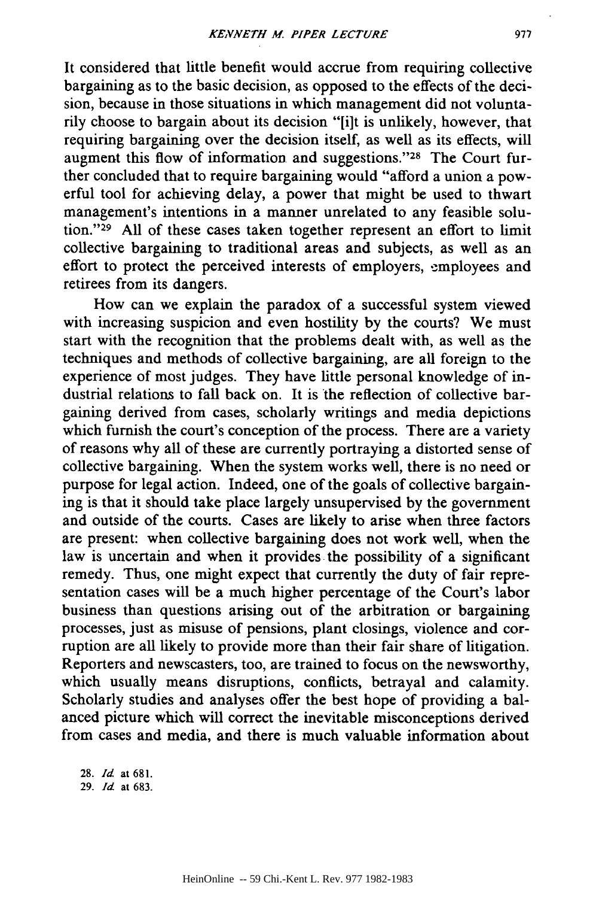It considered that little benefit would accrue from requiring collective bargaining as to the basic decision, as opposed to the effects of the decision, because in those situations in which management did not voluntarily choose to bargain about its decision "[i]t is unlikely, however, that requiring bargaining over the decision itself, as well as its effects, will augment this flow of information and suggestions."[28] The Court further concluded that to require bargaining would "afford a union a powerful tool for achieving delay, a power that might be used to thwart management's intentions in a manner unrelated to any feasible solution."[29] All of these cases taken together represent an effort to limit collective bargaining to traditional areas and subjects, as well as an effort to protect the perceived interests of employers, employees and retirees from its dangers.

How can we explain the paradox of a successful system viewed with increasing suspicion and even hostility by the courts? We must start with the recognition that the problems dealt with, as well as the techniques and methods of collective bargaining, are all foreign to the experience of most judges. They have little personal knowledge of industrial relations to fall back on. It is the reflection of collective bargaining derived from cases, scholarly writings and media depictions which furnish the court's conception of the process. There are a variety of reasons why all of these are currently portraying a distorted sense of collective bargaining. When the system works well, there is no need or purpose for legal action. Indeed, one of the goals of collective bargaining is that it should take place largely unsupervised by the government and outside of the courts. Cases are likely to arise when three factors are present: when collective bargaining does not work well, when the law is uncertain and when it provides the possibility of a significant remedy. Thus, one might expect that currently the duty of fair representation cases will be a much higher percentage of the Court's labor business than questions arising out of the arbitration or bargaining processes, just as misuse of pensions, plant closings, violence and corruption are all likely to provide more than their fair share of litigation. Reporters and newscasters, too, are trained to focus on the newsworthy, which usually means disruptions, conflicts, betrayal and calamity. Scholarly studies and analyses offer the best hope of providing a balanced picture which will correct the inevitable misconceptions derived from cases and media, and there is much valuable information about

28. *Id.* at 681.
29. *Id.* at 683.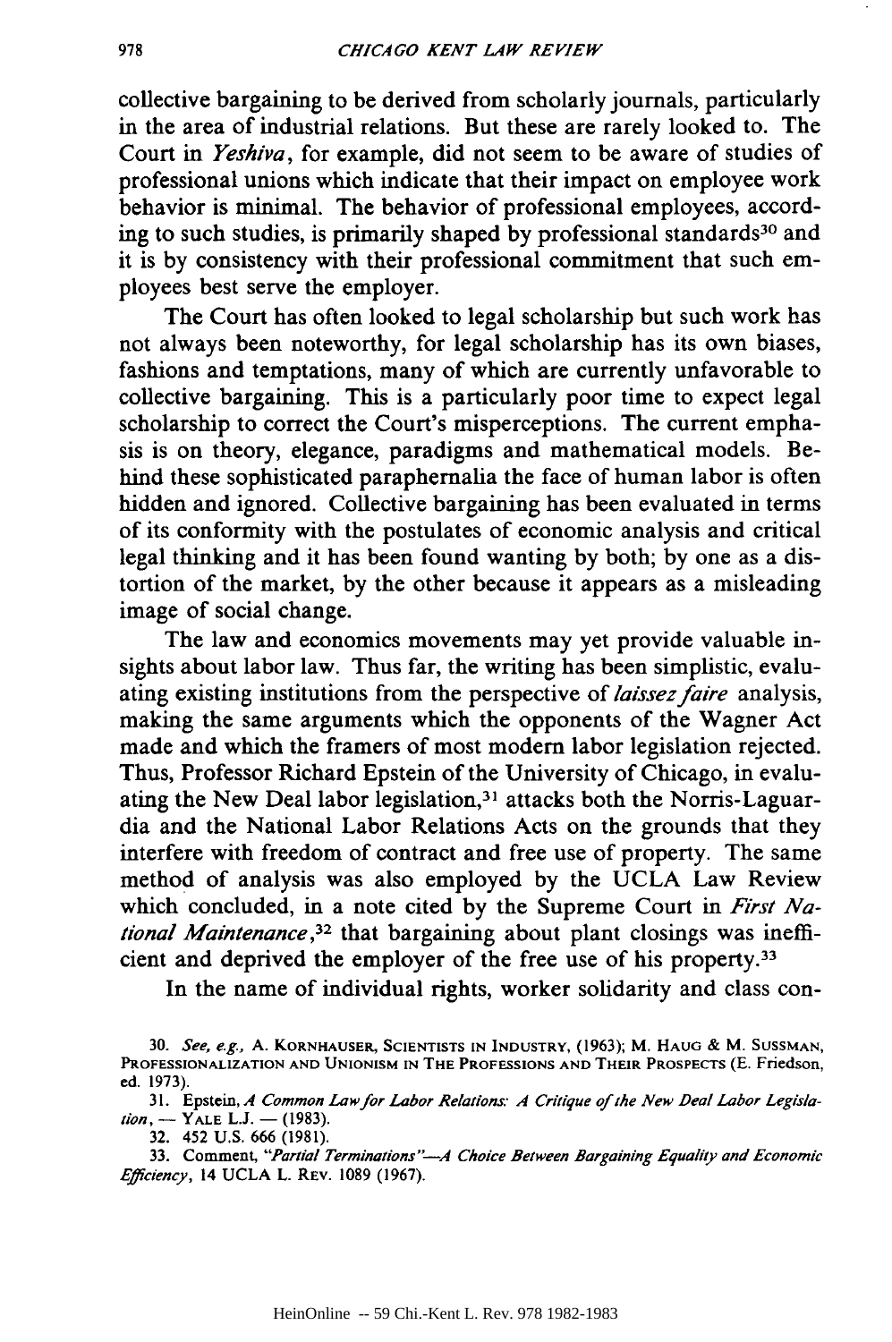collective bargaining to be derived from scholarly journals, particularly in the area of industrial relations. But these are rarely looked to. The Court in *Yeshiva*, for example, did not seem to be aware of studies of professional unions which indicate that their impact on employee work behavior is minimal. The behavior of professional employees, according to such studies, is primarily shaped by professional standards[30] and it is by consistency with their professional commitment that such employees best serve the employer.

The Court has often looked to legal scholarship but such work has not always been noteworthy, for legal scholarship has its own biases, fashions and temptations, many of which are currently unfavorable to collective bargaining. This is a particularly poor time to expect legal scholarship to correct the Court's misperceptions. The current emphasis is on theory, elegance, paradigms and mathematical models. Behind these sophisticated paraphernalia the face of human labor is often hidden and ignored. Collective bargaining has been evaluated in terms of its conformity with the postulates of economic analysis and critical legal thinking and it has been found wanting by both; by one as a distortion of the market, by the other because it appears as a misleading image of social change.

The law and economics movements may yet provide valuable insights about labor law. Thus far, the writing has been simplistic, evaluating existing institutions from the perspective of *laissez faire* analysis, making the same arguments which the opponents of the Wagner Act made and which the framers of most modern labor legislation rejected. Thus, Professor Richard Epstein of the University of Chicago, in evaluating the New Deal labor legislation,[31] attacks both the Norris-Laguardia and the National Labor Relations Acts on the grounds that they interfere with freedom of contract and free use of property. The same method of analysis was also employed by the UCLA Law Review which concluded, in a note cited by the Supreme Court in *First National Maintenance*,[32] that bargaining about plant closings was inefficient and deprived the employer of the free use of his property.[33]

In the name of individual rights, worker solidarity and class con-

---

30. *See, e.g.*, A. KORNHAUSER, SCIENTISTS IN INDUSTRY, (1963); M. HAUG & M. SUSSMAN, PROFESSIONALIZATION AND UNIONISM IN THE PROFESSIONS AND THEIR PROSPECTS (E. Friedson, ed. 1973).

31. Epstein, *A Common Law for Labor Relations: A Critique of the New Deal Labor Legislation*, — YALE L.J. — (1983).

32. 452 U.S. 666 (1981).

33. Comment, *"Partial Terminations"—A Choice Between Bargaining Equality and Economic Efficiency*, 14 UCLA L. REV. 1089 (1967).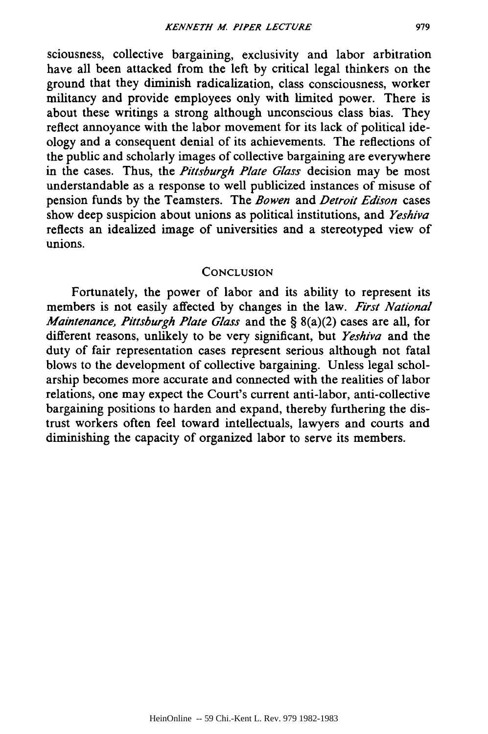sciousness, collective bargaining, exclusivity and labor arbitration have all been attacked from the left by critical legal thinkers on the ground that they diminish radicalization, class consciousness, worker militancy and provide employees only with limited power. There is about these writings a strong although unconscious class bias. They reflect annoyance with the labor movement for its lack of political ideology and a consequent denial of its achievements. The reflections of the public and scholarly images of collective bargaining are everywhere in the cases. Thus, the *Pittsburgh Plate Glass* decision may be most understandable as a response to well publicized instances of misuse of pension funds by the Teamsters. The *Bowen* and *Detroit Edison* cases show deep suspicion about unions as political institutions, and *Yeshiva* reflects an idealized image of universities and a stereotyped view of unions.

## Conclusion

Fortunately, the power of labor and its ability to represent its members is not easily affected by changes in the law. *First National Maintenance, Pittsburgh Plate Glass* and the § 8(a)(2) cases are all, for different reasons, unlikely to be very significant, but *Yeshiva* and the duty of fair representation cases represent serious although not fatal blows to the development of collective bargaining. Unless legal scholarship becomes more accurate and connected with the realities of labor relations, one may expect the Court's current anti-labor, anti-collective bargaining positions to harden and expand, thereby furthering the distrust workers often feel toward intellectuals, lawyers and courts and diminishing the capacity of organized labor to serve its members.